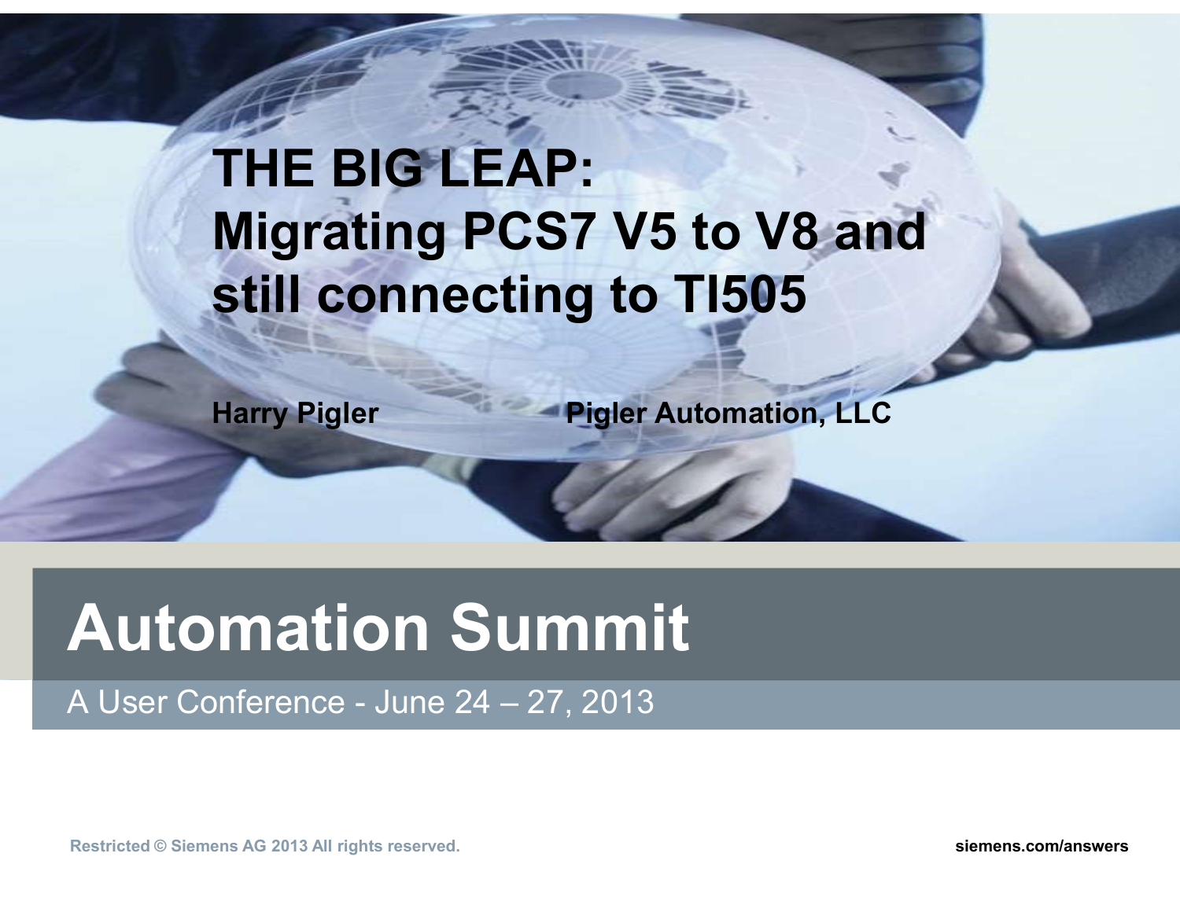# THE BIG LEAP: Migrating PCS7 V5 to V8 and still connecting to TI505

**Harry Pigler** **Pigler Automation, LLC**

## Automation Summit

A User Conference - June 24 – 27, 2013

Restricted © Siemens AG 2013 All rights reserved.

siemens.com/answers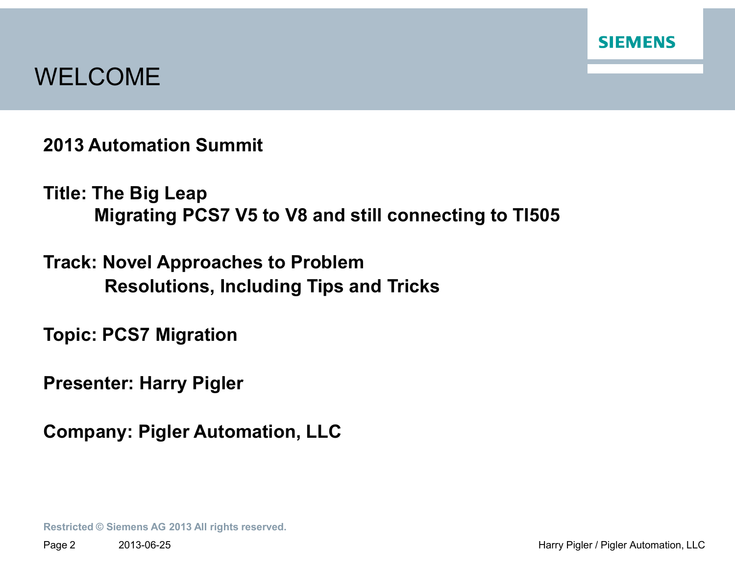# WELCOME

**2013 Automation Summit**

**Title: The Big Leap**
**Migrating PCS7 V5 to V8 and still connecting to TI505**

**Track: Novel Approaches to Problem Resolutions, Including Tips and Tricks**

**Topic: PCS7 Migration**

**Presenter: Harry Pigler**

**Company: Pigler Automation, LLC**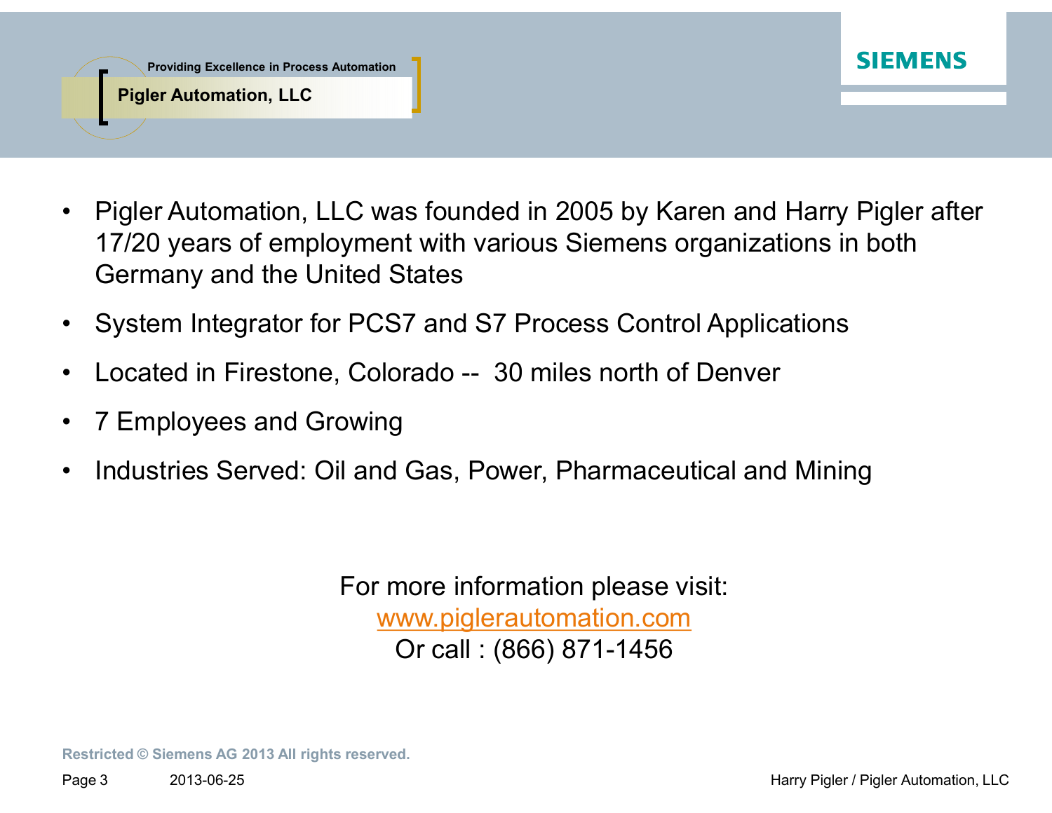Providing Excellence in Process Automation

**Pigler Automation, LLC**

- Pigler Automation, LLC was founded in 2005 by Karen and Harry Pigler after 17/20 years of employment with various Siemens organizations in both Germany and the United States
- System Integrator for PCS7 and S7 Process Control Applications
- Located in Firestone, Colorado -- 30 miles north of Denver
- 7 Employees and Growing
- Industries Served: Oil and Gas, Power, Pharmaceutical and Mining

For more information please visit:
www.piglerautomation.com
Or call : (866) 871-1456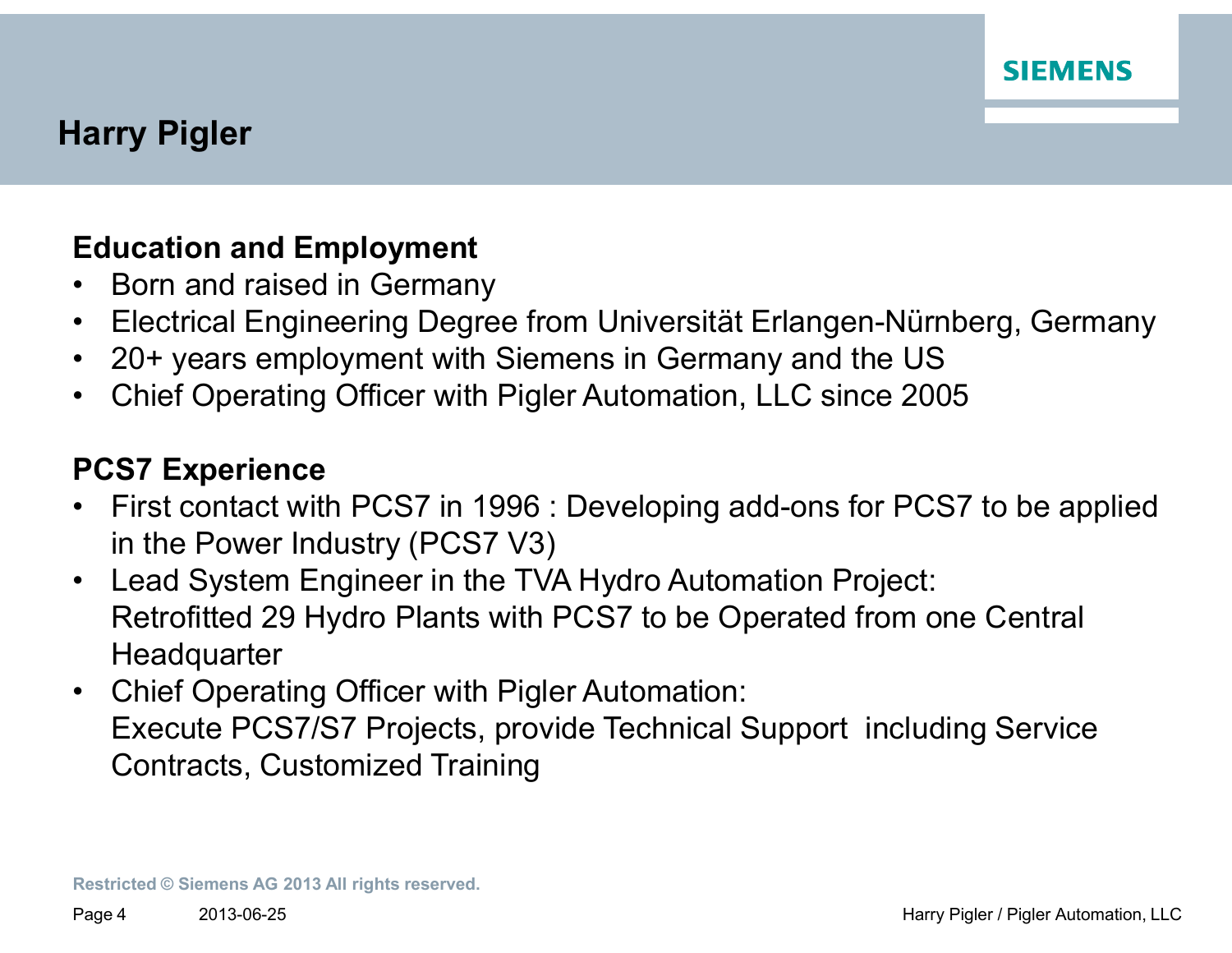# Harry Pigler

## Education and Employment

- Born and raised in Germany
- Electrical Engineering Degree from Universität Erlangen-Nürnberg, Germany
- 20+ years employment with Siemens in Germany and the US
- Chief Operating Officer with Pigler Automation, LLC since 2005

## PCS7 Experience

- First contact with PCS7 in 1996 : Developing add-ons for PCS7 to be applied in the Power Industry (PCS7 V3)
- Lead System Engineer in the TVA Hydro Automation Project:
  Retrofitted 29 Hydro Plants with PCS7 to be Operated from one Central Headquarter
- Chief Operating Officer with Pigler Automation:
  Execute PCS7/S7 Projects, provide Technical Support including Service Contracts, Customized Training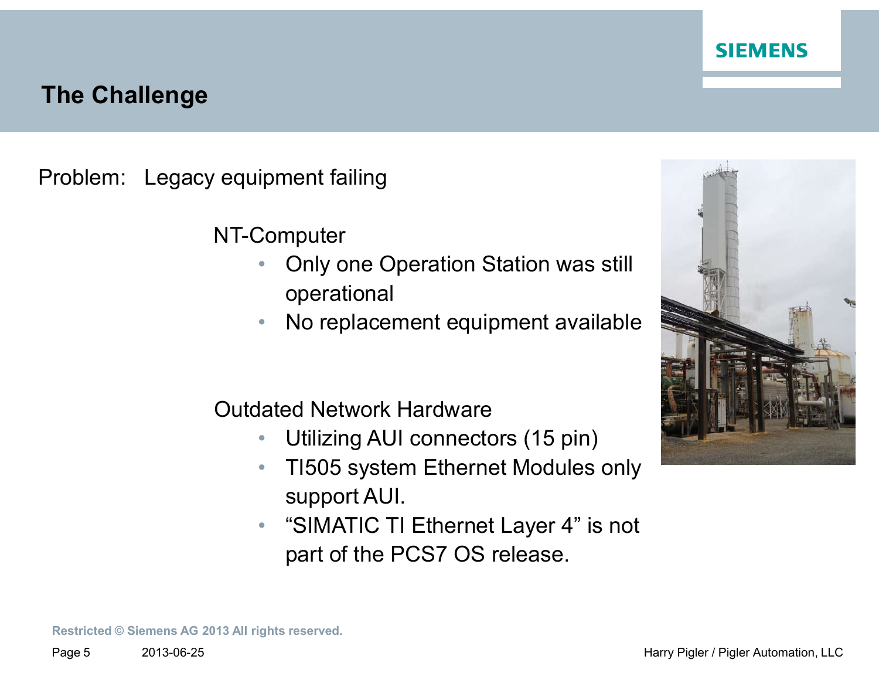# The Challenge

Problem: Legacy equipment failing

NT-Computer

- Only one Operation Station was still operational
- No replacement equipment available

Outdated Network Hardware

- Utilizing AUI connectors (15 pin)
- TI505 system Ethernet Modules only support AUI.
- “SIMATIC TI Ethernet Layer 4” is not part of the PCS7 OS release.

Restricted © Siemens AG 2013 All rights reserved.

2013-06-25

Harry Pigler / Pigler Automation, LLC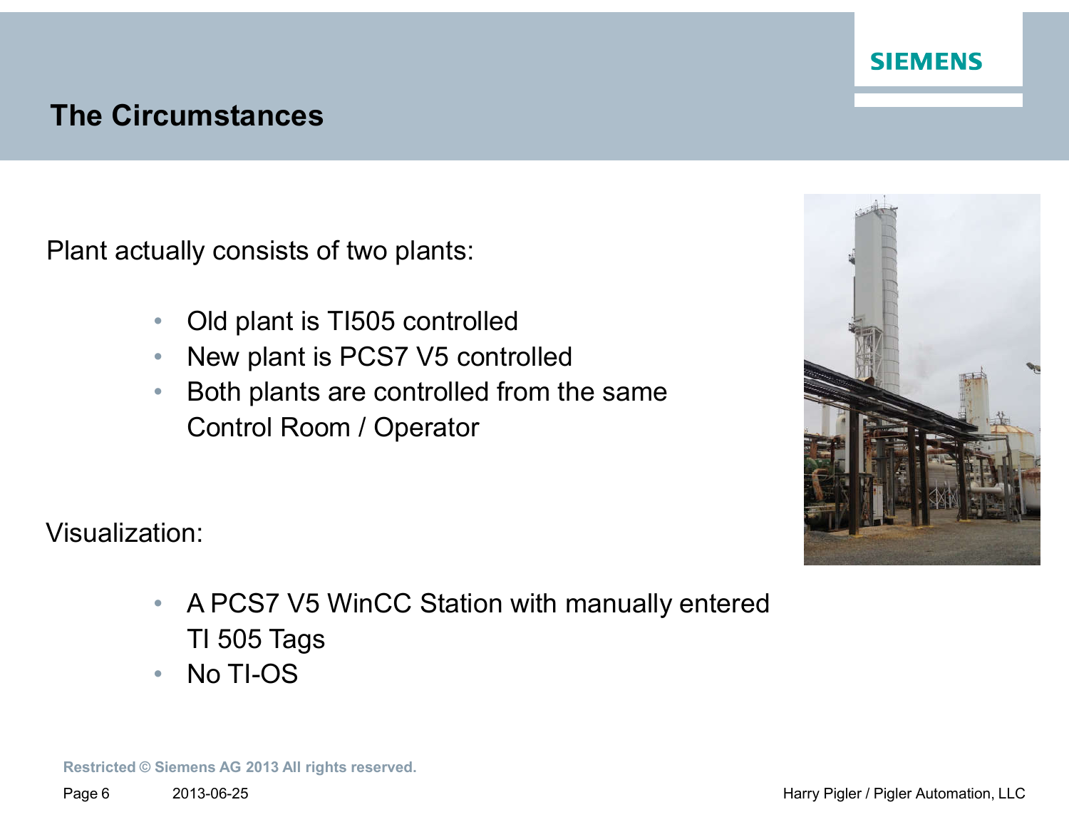# The Circumstances

Plant actually consists of two plants:

- Old plant is TI505 controlled
- New plant is PCS7 V5 controlled
- Both plants are controlled from the same Control Room / Operator

Visualization:

- A PCS7 V5 WinCC Station with manually entered TI 505 Tags
- No TI-OS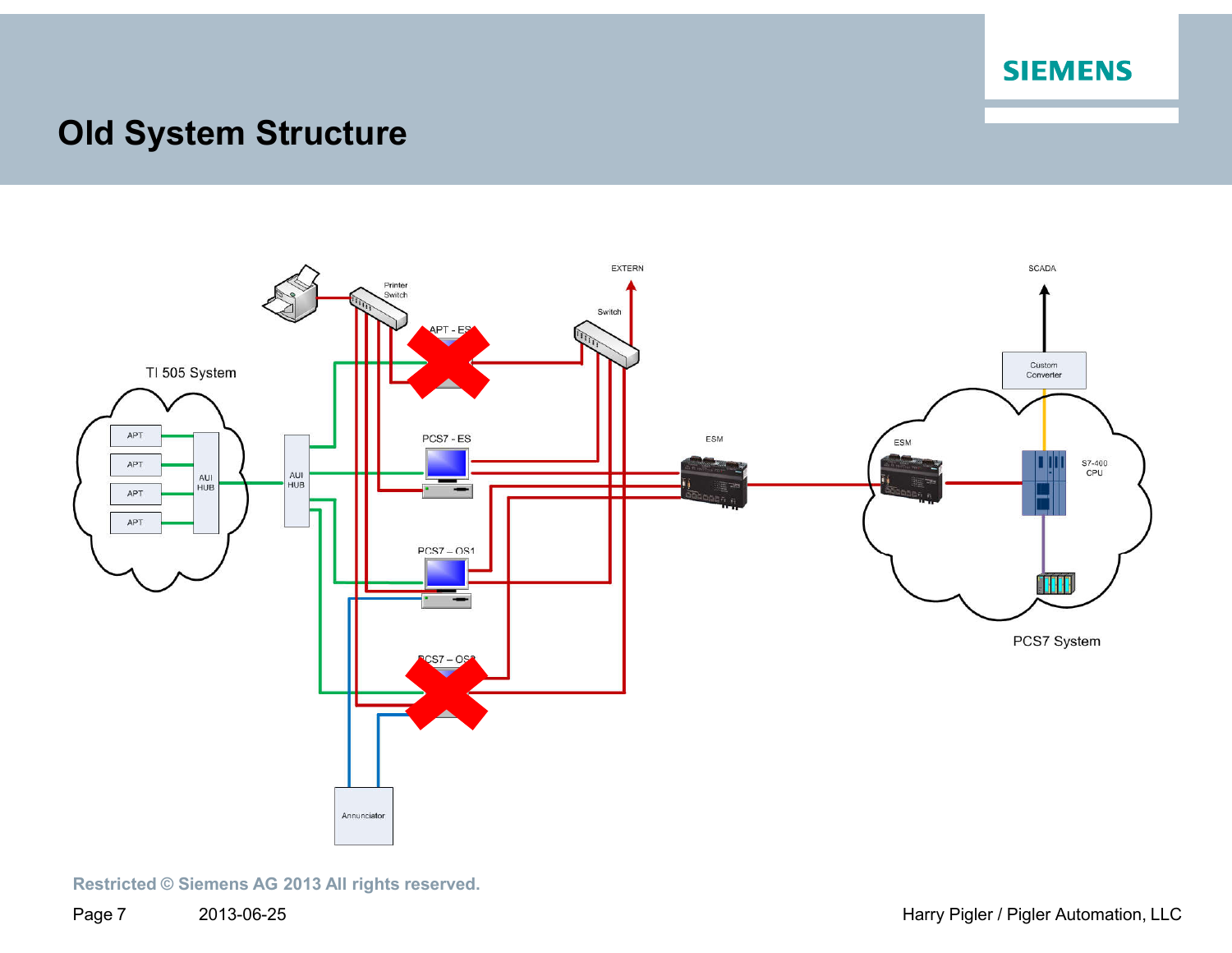# Old System Structure

TI 505 System

APT

APT

APT

APT

AUI HUB

AUI HUB

Printer Switch

APT - ES

PCS7 - ES

PCS7 – OS1

PCS7 – OS2

Annunciator

EXTERN

Switch

ESM

ESM

SCADA

Custom Converter

S7-400 CPU

PCS7 System

Restricted © Siemens AG 2013 All rights reserved.

2013-06-25

Harry Pigler / Pigler Automation, LLC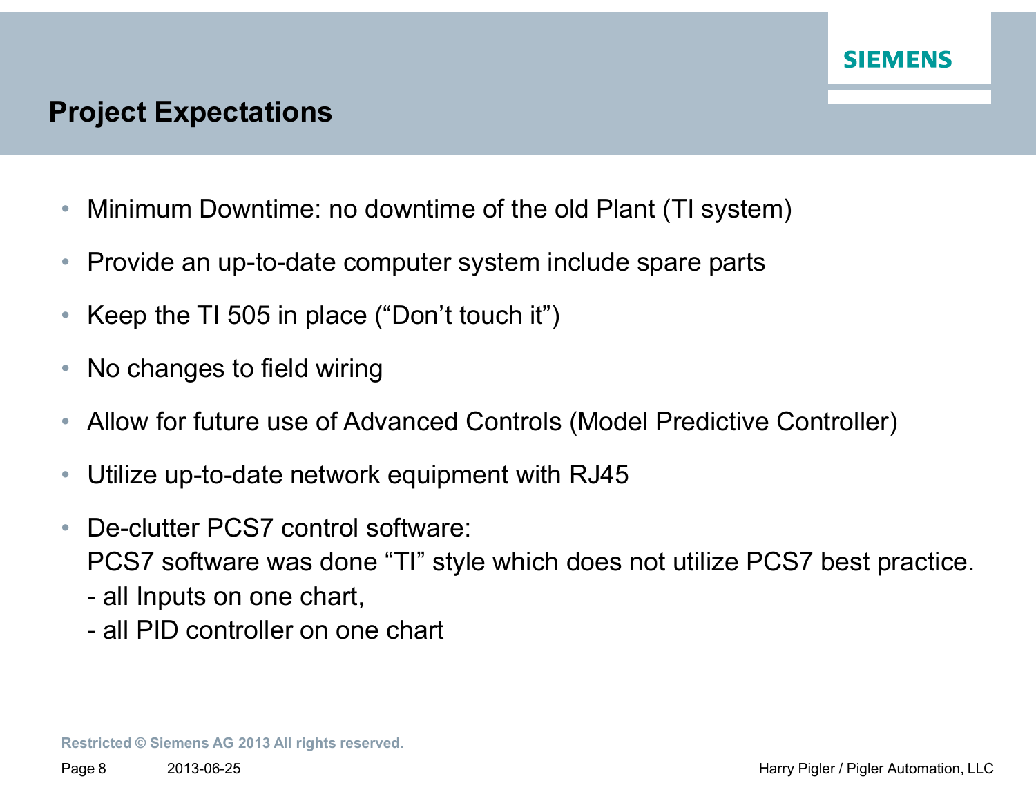# Project Expectations

- Minimum Downtime: no downtime of the old Plant (TI system)
- Provide an up-to-date computer system include spare parts
- Keep the TI 505 in place ("Don't touch it")
- No changes to field wiring
- Allow for future use of Advanced Controls (Model Predictive Controller)
- Utilize up-to-date network equipment with RJ45
- De-clutter PCS7 control software:
  PCS7 software was done "TI" style which does not utilize PCS7 best practice.
  - all Inputs on one chart,
  - all PID controller on one chart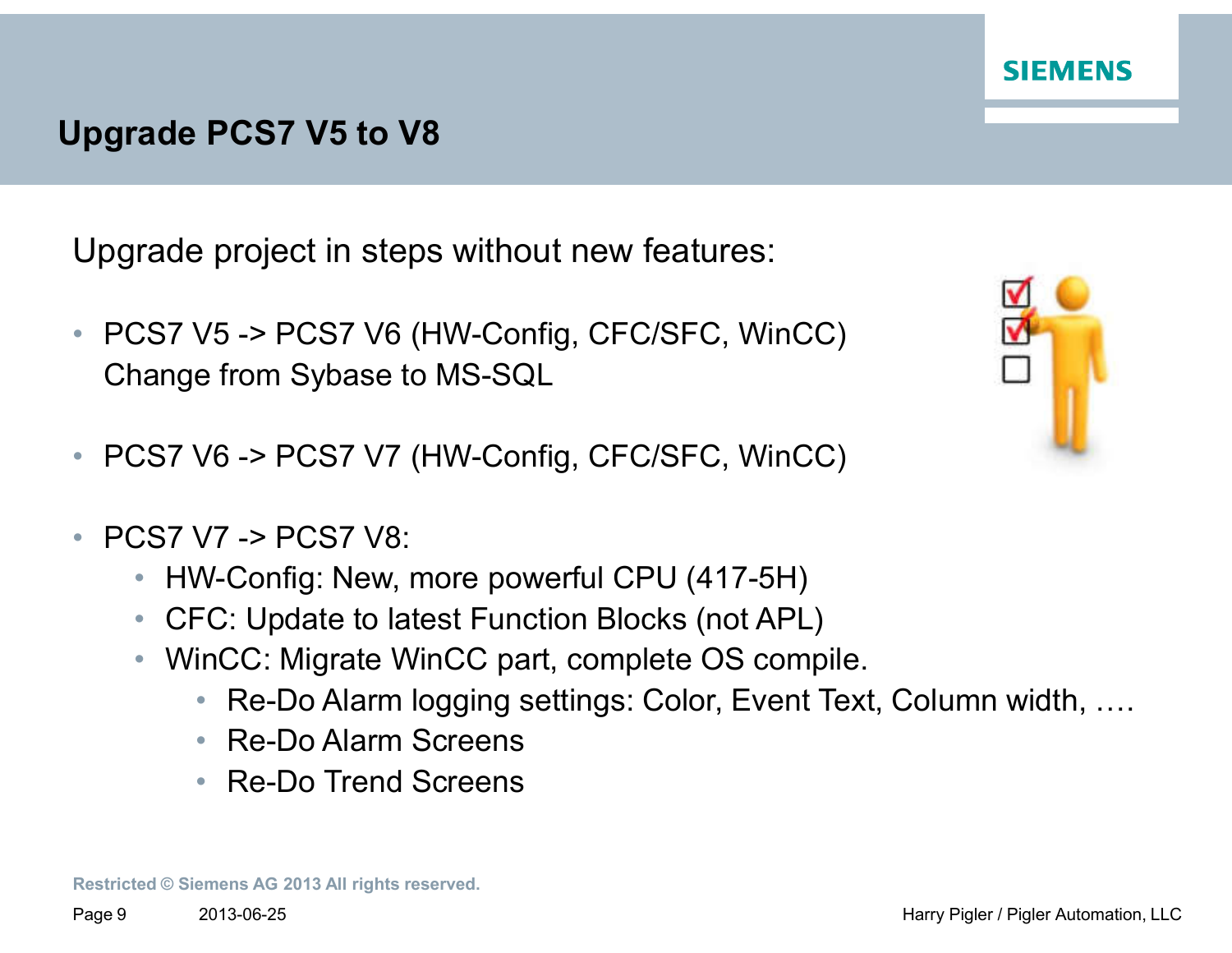# Upgrade PCS7 V5 to V8

Upgrade project in steps without new features:

- PCS7 V5 -> PCS7 V6 (HW-Config, CFC/SFC, WinCC)
  Change from Sybase to MS-SQL

- PCS7 V6 -> PCS7 V7 (HW-Config, CFC/SFC, WinCC)

- PCS7 V7 -> PCS7 V8:
  - HW-Config: New, more powerful CPU (417-5H)
  - CFC: Update to latest Function Blocks (not APL)
  - WinCC: Migrate WinCC part, complete OS compile.
    - Re-Do Alarm logging settings: Color, Event Text, Column width, ….
    - Re-Do Alarm Screens
    - Re-Do Trend Screens

Restricted © Siemens AG 2013 All rights reserved.

2013-06-25

Harry Pigler / Pigler Automation, LLC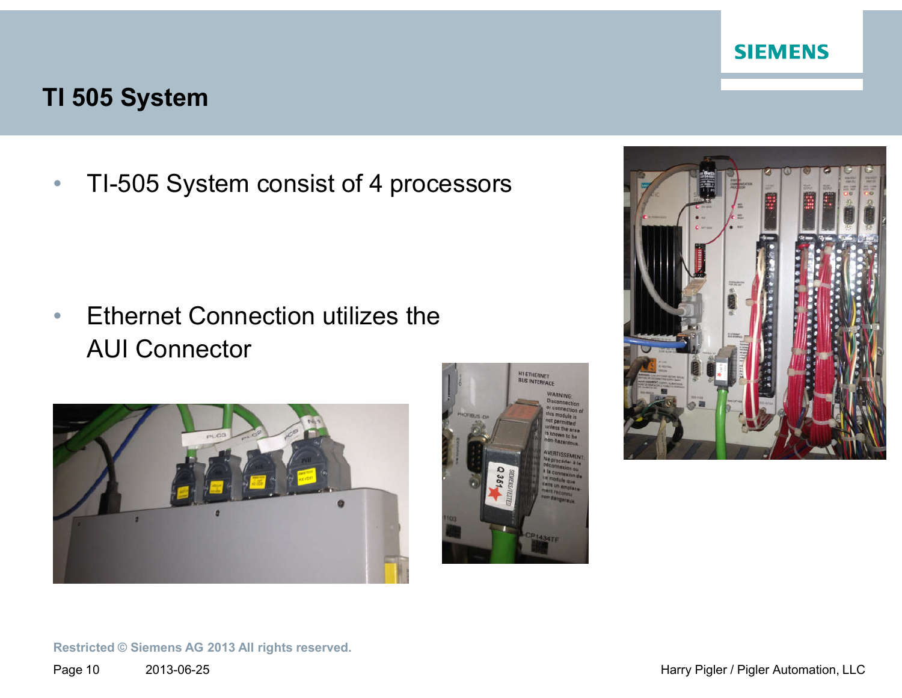# TI 505 System

- TI-505 System consist of 4 processors

- Ethernet Connection utilizes the AUI Connector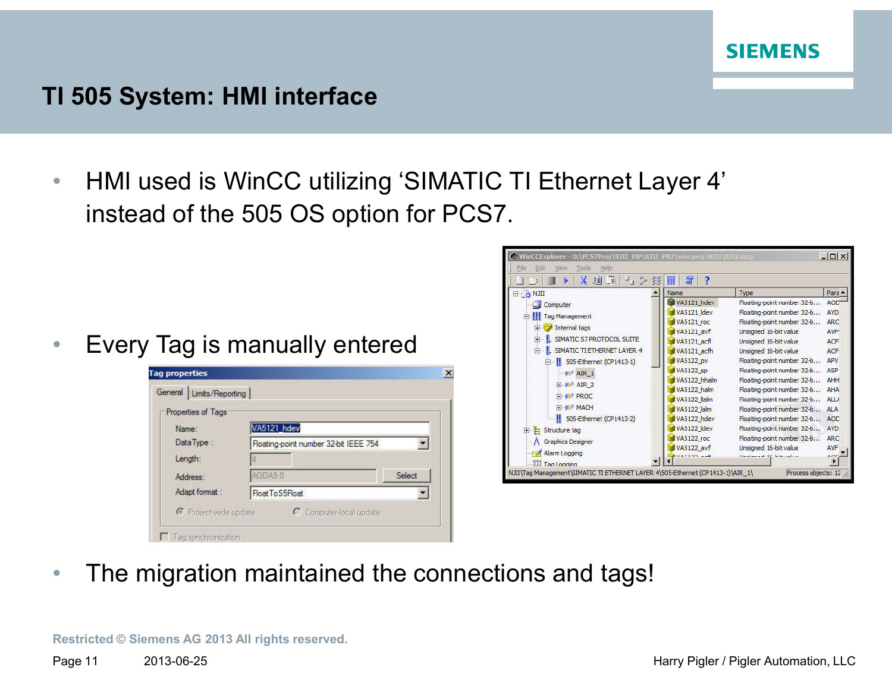# TI 505 System: HMI interface

- HMI used is WinCC utilizing 'SIMATIC TI Ethernet Layer 4' instead of the 505 OS option for PCS7.
- Every Tag is manually entered
- The migration maintained the connections and tags!

Restricted © Siemens AG 2013 All rights reserved.

Page 11 2013-06-25 Harry Pigler / Pigler Automation, LLC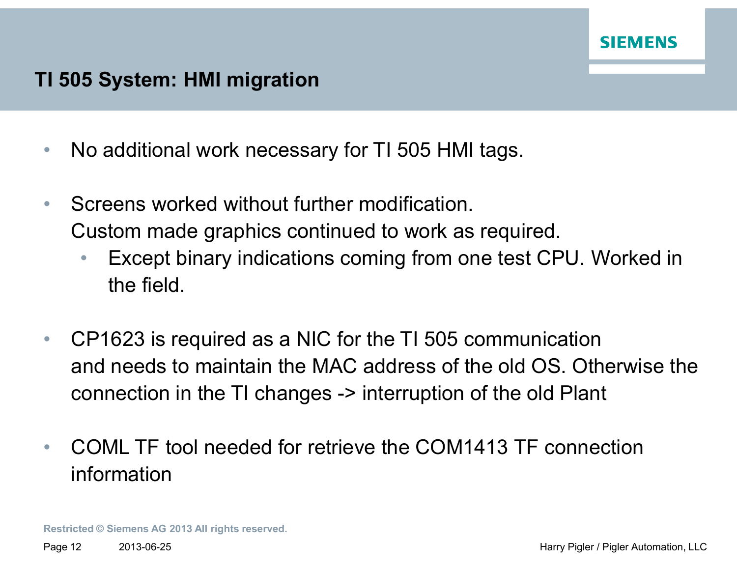# TI 505 System: HMI migration

- No additional work necessary for TI 505 HMI tags.
- Screens worked without further modification.
  Custom made graphics continued to work as required.
  - Except binary indications coming from one test CPU. Worked in the field.
- CP1623 is required as a NIC for the TI 505 communication and needs to maintain the MAC address of the old OS. Otherwise the connection in the TI changes -> interruption of the old Plant
- COML TF tool needed for retrieve the COM1413 TF connection information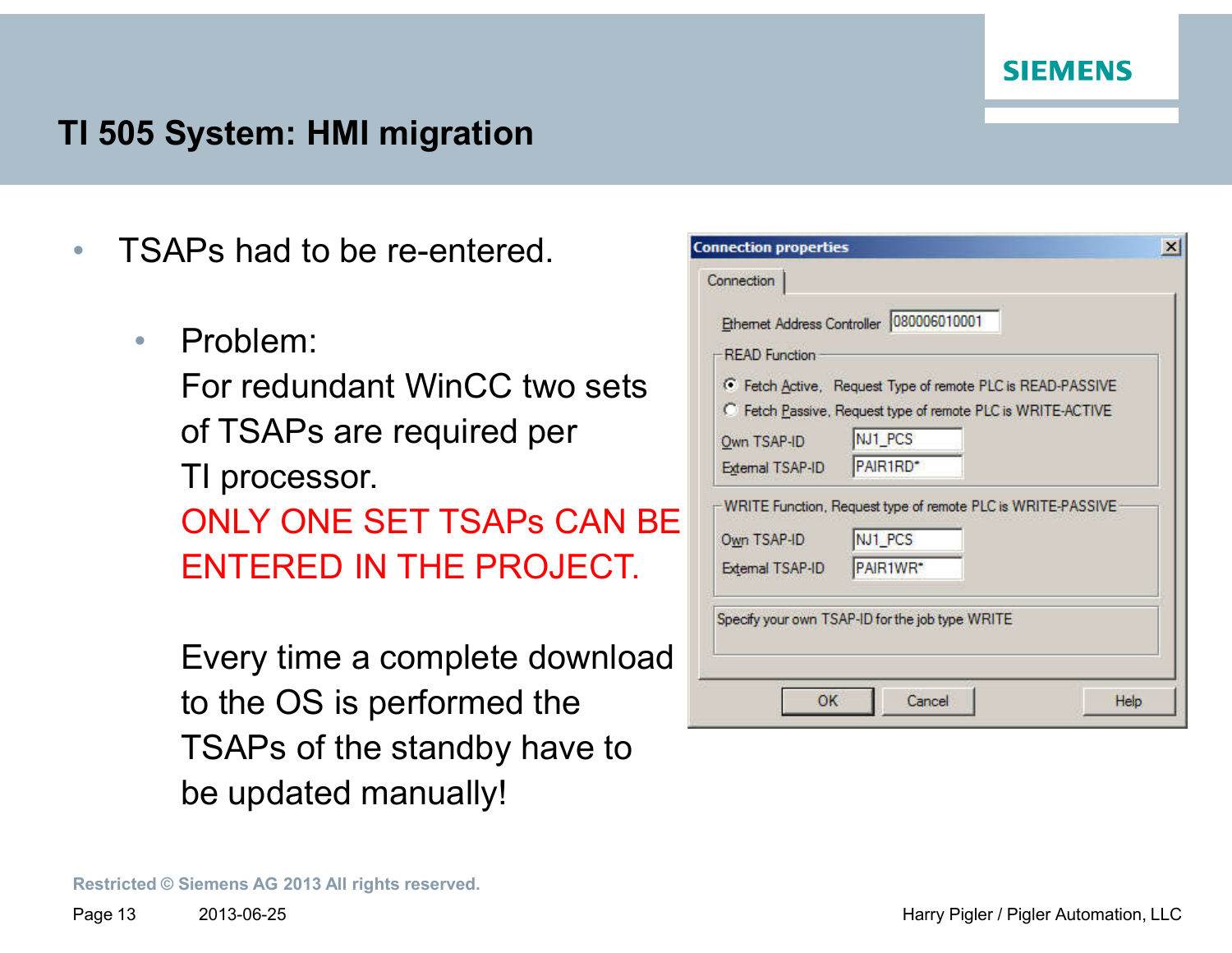# TI 505 System: HMI migration

- TSAPs had to be re-entered.
  - Problem:
    For redundant WinCC two sets of TSAPs are required per TI processor.
    ONLY ONE SET TSAPs CAN BE ENTERED IN THE PROJECT.

    Every time a complete download to the OS is performed the TSAPs of the standby have to be updated manually!

**Connection properties**

Connection

Ethernet Address Controller: 080006010001

READ Function
- (•) Fetch Active, Request Type of remote PLC is READ-PASSIVE
- ( ) Fetch Passive, Request type of remote PLC is WRITE-ACTIVE

Own TSAP-ID: NJ1_PCS
External TSAP-ID: PAIR1RD*

WRITE Function, Request type of remote PLC is WRITE-PASSIVE

Own TSAP-ID: NJ1_PCS
External TSAP-ID: PAIR1WR*

Specify your own TSAP-ID for the job type WRITE

OK | Cancel | Help

Restricted © Siemens AG 2013 All rights reserved.

2013-06-25

Harry Pigler / Pigler Automation, LLC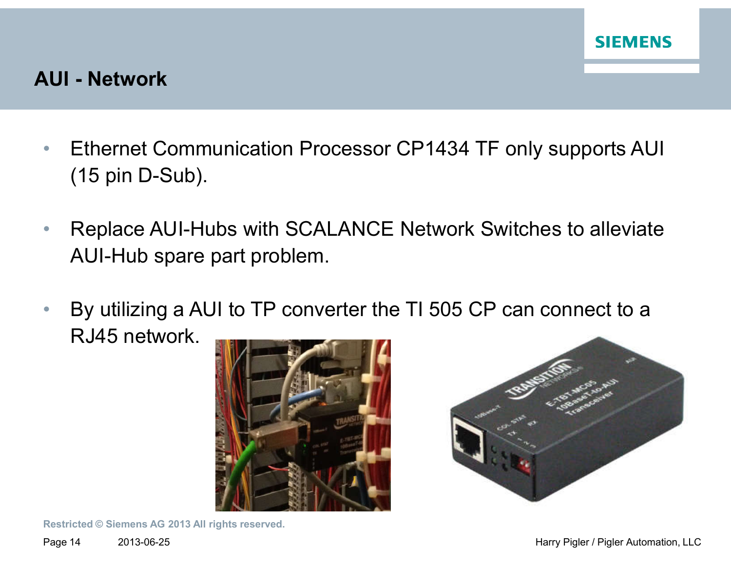# AUI - Network

- Ethernet Communication Processor CP1434 TF only supports AUI (15 pin D-Sub).
- Replace AUI-Hubs with SCALANCE Network Switches to alleviate AUI-Hub spare part problem.
- By utilizing a AUI to TP converter the TI 505 CP can connect to a RJ45 network.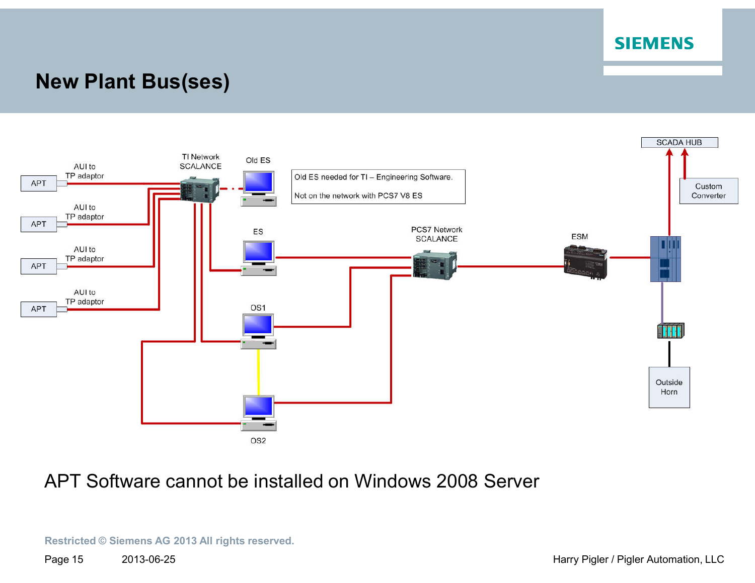# New Plant Bus(ses)

APT

AUI to TP adaptor

APT

AUI to TP adaptor

APT

AUI to TP adaptor

APT

AUI to TP adaptor

TI Network SCALANCE

Old ES

Old ES needed for TI – Engineering Software.

Not on the network with PCS7 V8 ES

ES

OS1

OS2

PCS7 Network SCALANCE

ESM

SCADA HUB

Custom Converter

Outside Horn

APT Software cannot be installed on Windows 2008 Server

Restricted © Siemens AG 2013 All rights reserved.

2013-06-25

Harry Pigler / Pigler Automation, LLC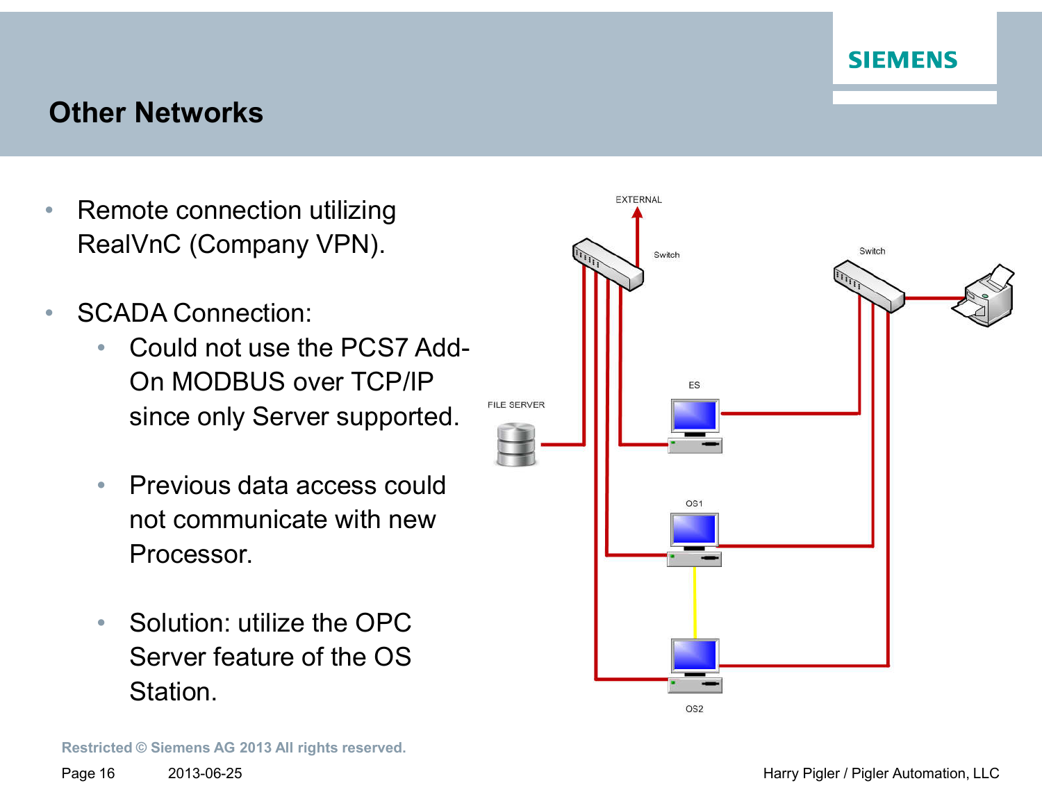# Other Networks

- Remote connection utilizing RealVnC (Company VPN).
- SCADA Connection:
  - Could not use the PCS7 Add-On MODBUS over TCP/IP since only Server supported.
  - Previous data access could not communicate with new Processor.
  - Solution: utilize the OPC Server feature of the OS Station.

EXTERNAL

Switch

Switch

FILE SERVER

ES

OS1

OS2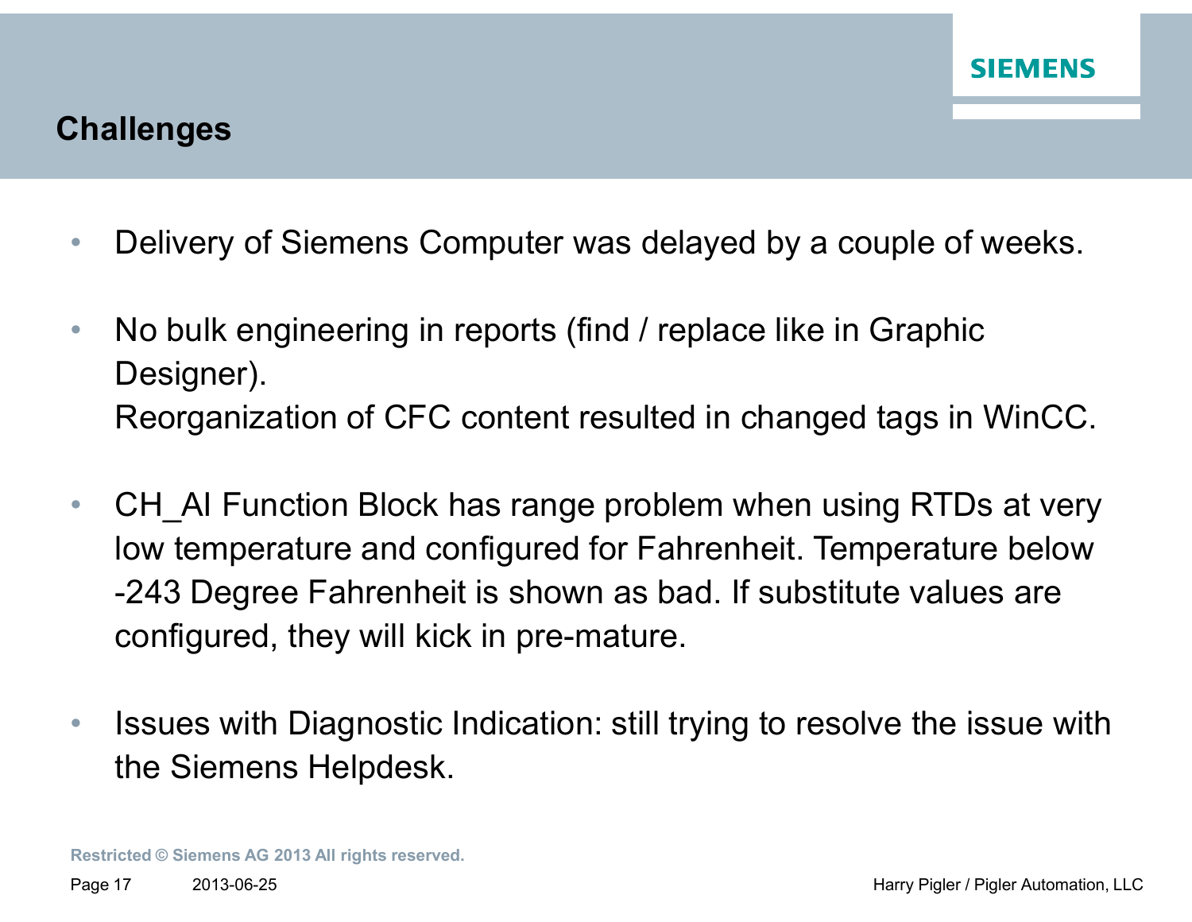## Challenges

- Delivery of Siemens Computer was delayed by a couple of weeks.
- No bulk engineering in reports (find / replace like in Graphic Designer).
  Reorganization of CFC content resulted in changed tags in WinCC.
- CH_AI Function Block has range problem when using RTDs at very low temperature and configured for Fahrenheit. Temperature below -243 Degree Fahrenheit is shown as bad. If substitute values are configured, they will kick in pre-mature.
- Issues with Diagnostic Indication: still trying to resolve the issue with the Siemens Helpdesk.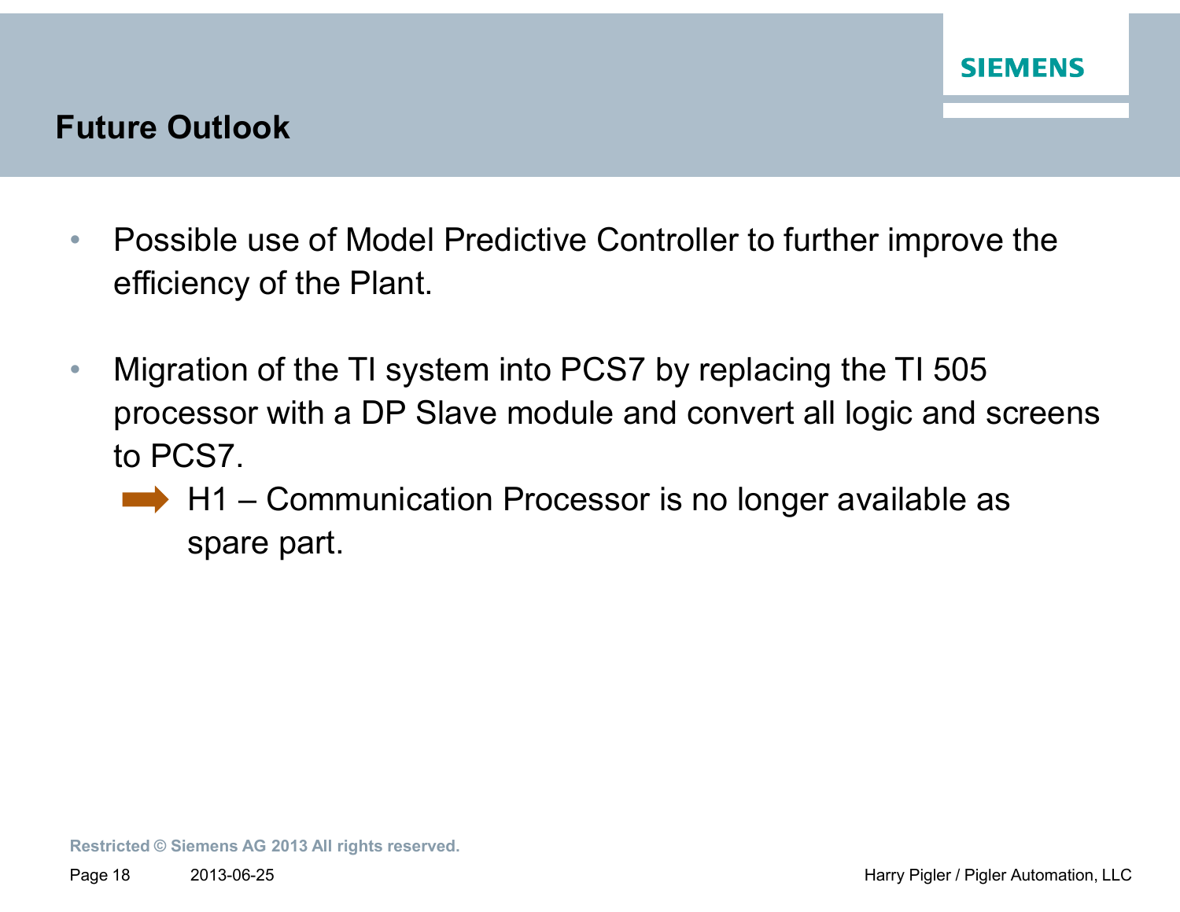## Future Outlook

- Possible use of Model Predictive Controller to further improve the efficiency of the Plant.

- Migration of the TI system into PCS7 by replacing the TI 505 processor with a DP Slave module and convert all logic and screens to PCS7.
  - ➡ H1 – Communication Processor is no longer available as spare part.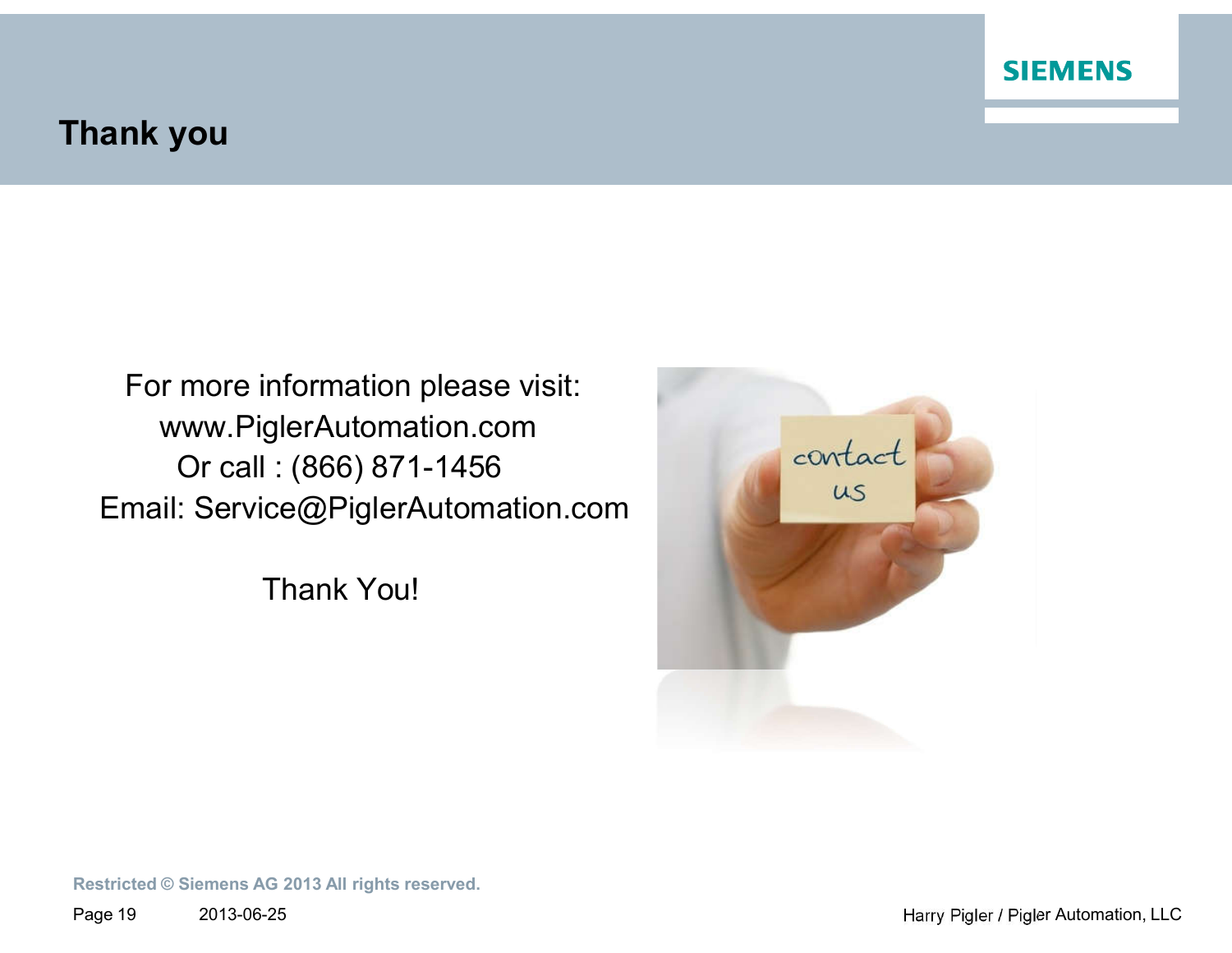# Thank you

For more information please visit:
www.PiglerAutomation.com
Or call : (866) 871-1456
Email: Service@PiglerAutomation.com

Thank You!